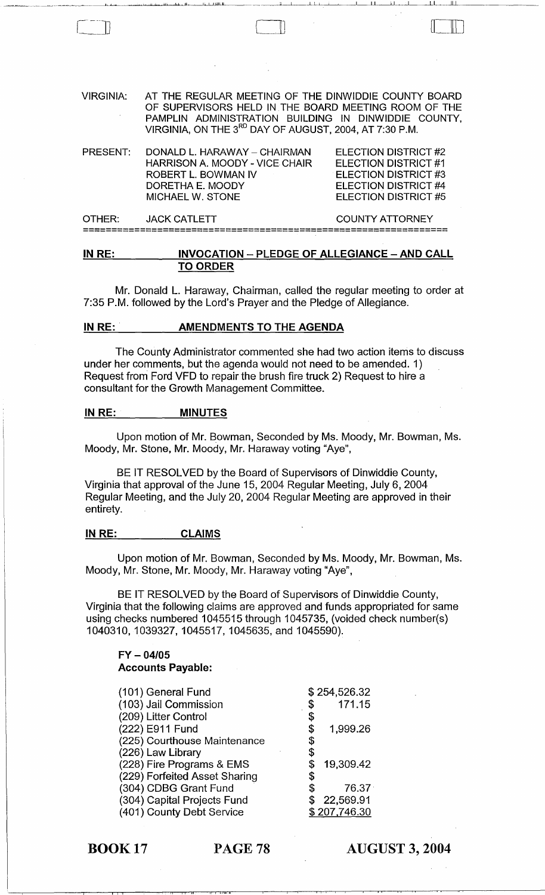VIRGINIA: AT THE REGULAR MEETING OF THE DINWIDDIE COUNTY BOARD OF SUPERVISORS HELD IN THE BOARD MEETING ROOM OF THE PAMPLIN ADMINISTRATION BUILDING IN DINWIDDIE COUNTY, VIRGINIA, ON THE 3RD DAY OF AUGUST, 2004, AT 7:30 P.M.

| | | |
|---|---|---|
| PRESENT: | DONALD L. HARAWAY – CHAIRMAN | ELECTION DISTRICT #2 |
| | HARRISON A. MOODY - VICE CHAIR | ELECTION DISTRICT #1 |
| | ROBERT L. BOWMAN IV | ELECTION DISTRICT #3 |
| | DORETHA E. MOODY | ELECTION DISTRICT #4 |
| | MICHAEL W. STONE | ELECTION DISTRICT #5 |
| OTHER: | JACK CATLETT | COUNTY ATTORNEY |

## IN RE: INVOCATION – PLEDGE OF ALLEGIANCE – AND CALL TO ORDER

Mr. Donald L. Haraway, Chairman, called the regular meeting to order at 7:35 P.M. followed by the Lord's Prayer and the Pledge of Allegiance.

## IN RE: AMENDMENTS TO THE AGENDA

The County Administrator commented she had two action items to discuss under her comments, but the agenda would not need to be amended. 1) Request from Ford VFD to repair the brush fire truck 2) Request to hire a consultant for the Growth Management Committee.

## IN RE: MINUTES

Upon motion of Mr. Bowman, Seconded by Ms. Moody, Mr. Bowman, Ms. Moody, Mr. Stone, Mr. Moody, Mr. Haraway voting "Aye",

BE IT RESOLVED by the Board of Supervisors of Dinwiddie County, Virginia that approval of the June 15, 2004 Regular Meeting, July 6, 2004 Regular Meeting, and the July 20, 2004 Regular Meeting are approved in their entirety.

## IN RE: CLAIMS

Upon motion of Mr. Bowman, Seconded by Ms. Moody, Mr. Bowman, Ms. Moody, Mr. Stone, Mr. Moody, Mr. Haraway voting "Aye",

BE IT RESOLVED by the Board of Supervisors of Dinwiddie County, Virginia that the following claims are approved and funds appropriated for same using checks numbered 1045515 through 1045735, (voided check number(s) 1040310, 1039327, 1045517, 1045635, and 1045590).

**FY – 04/05**
**Accounts Payable:**

| | |
|---|---|
| (101) General Fund | $ 254,526.32 |
| (103) Jail Commission | $ 171.15 |
| (209) Litter Control | $ |
| (222) E911 Fund | $ 1,999.26 |
| (225) Courthouse Maintenance | $ |
| (226) Law Library | $ |
| (228) Fire Programs & EMS | $ 19,309.42 |
| (229) Forfeited Asset Sharing | $ |
| (304) CDBG Grant Fund | $ 76.37 |
| (304) Capital Projects Fund | $ 22,569.91 |
| (401) County Debt Service | $ 207,746.30 |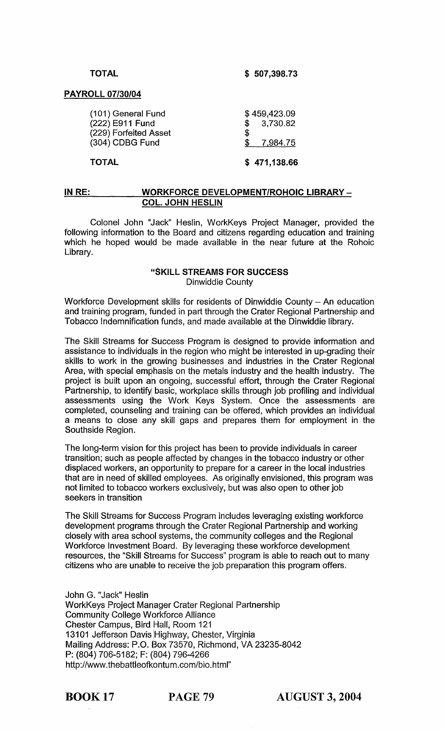| TOTAL | $ 507,398.73 |
|---|---|

**PAYROLL 07/30/04**

| | |
|---|---|
| (101) General Fund | $ 459,423.09 |
| (222) E911 Fund | $ 3,730.82 |
| (229) Forfeited Asset | $ |
| (304) CDBG Fund | $ 7,984.75 |
| **TOTAL** | **$ 471,138.66** |

**IN RE: WORKFORCE DEVELOPMENT/ROHOIC LIBRARY – COL. JOHN HESLIN**

Colonel John "Jack" Heslin, WorkKeys Project Manager, provided the following information to the Board and citizens regarding education and training which he hoped would be made available in the near future at the Rohoic Library.

**"SKILL STREAMS FOR SUCCESS**
Dinwiddie County

Workforce Development skills for residents of Dinwiddie County – An education and training program, funded in part through the Crater Regional Partnership and Tobacco Indemnification funds, and made available at the Dinwiddie library.

The Skill Streams for Success Program is designed to provide information and assistance to individuals in the region who might be interested in up-grading their skills to work in the growing businesses and industries in the Crater Regional Area, with special emphasis on the metals industry and the health industry. The project is built upon an ongoing, successful effort, through the Crater Regional Partnership, to identify basic, workplace skills through job profiling and individual assessments using the Work Keys System. Once the assessments are completed, counseling and training can be offered, which provides an individual a means to close any skill gaps and prepares them for employment in the Southside Region.

The long-term vision for this project has been to provide individuals in career transition; such as people affected by changes in the tobacco industry or other displaced workers, an opportunity to prepare for a career in the local industries that are in need of skilled employees. As originally envisioned, this program was not limited to tobacco workers exclusively, but was also open to other job seekers in transition

The Skill Streams for Success Program includes leveraging existing workforce development programs through the Crater Regional Partnership and working closely with area school systems, the community colleges and the Regional Workforce Investment Board. By leveraging these workforce development resources, the "Skill Streams for Success" program is able to reach out to many citizens who are unable to receive the job preparation this program offers.

John G. "Jack" Heslin
WorkKeys Project Manager Crater Regional Partnership
Community College Workforce Alliance
Chester Campus, Bird Hall, Room 121
13101 Jefferson Davis Highway, Chester, Virginia
Mailing Address: P.O. Box 73570, Richmond, VA 23235-8042
P: (804) 706-5182; F: (804) 796-4266
http://www.thebattleofkontum.com/bio.html"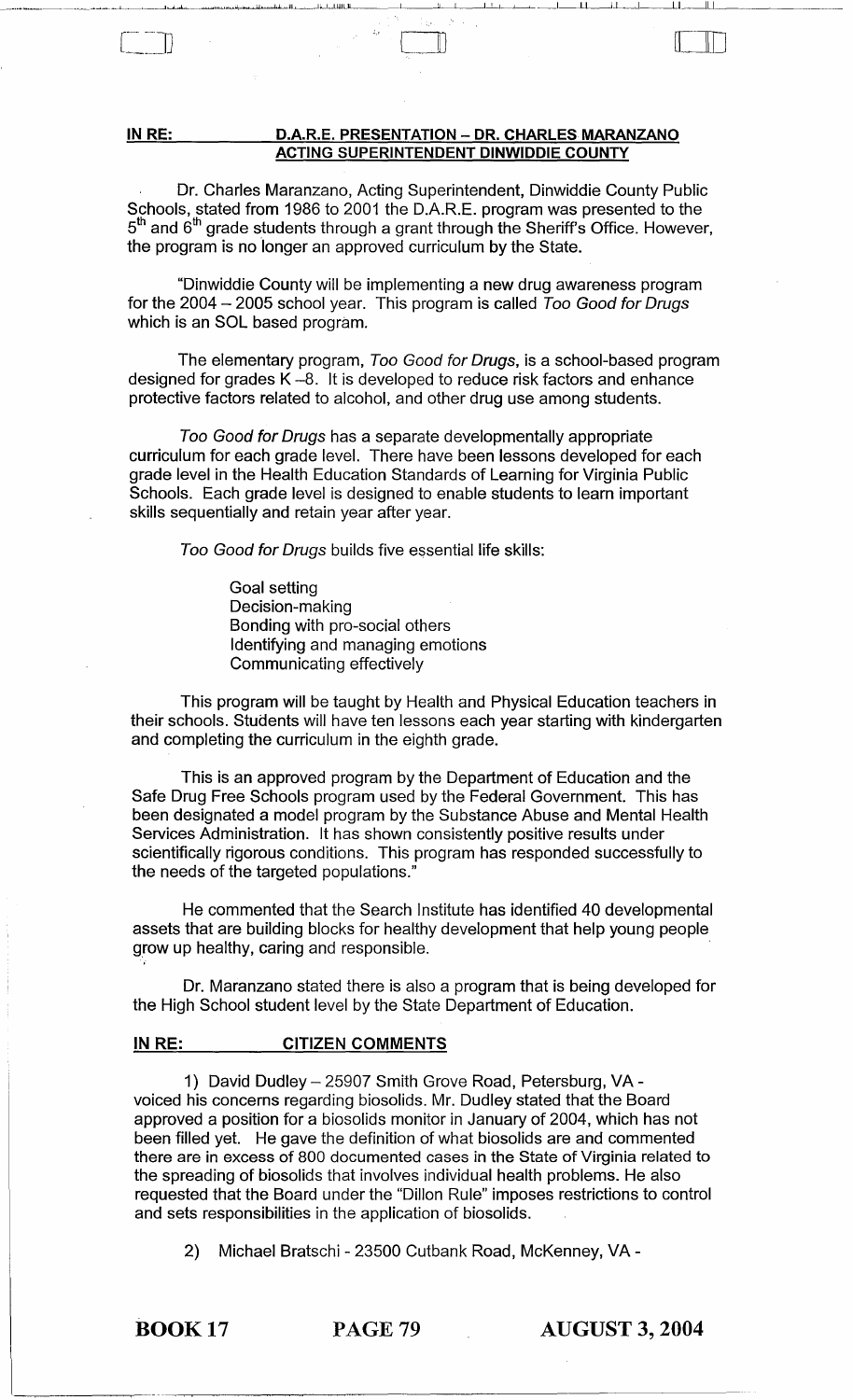**IN RE: D.A.R.E. PRESENTATION – DR. CHARLES MARANZANO ACTING SUPERINTENDENT DINWIDDIE COUNTY**

Dr. Charles Maranzano, Acting Superintendent, Dinwiddie County Public Schools, stated from 1986 to 2001 the D.A.R.E. program was presented to the 5th and 6th grade students through a grant through the Sheriff's Office. However, the program is no longer an approved curriculum by the State.

"Dinwiddie County will be implementing a new drug awareness program for the 2004 – 2005 school year. This program is called *Too Good for Drugs* which is an SOL based program.

The elementary program, *Too Good for Drugs*, is a school-based program designed for grades K –8. It is developed to reduce risk factors and enhance protective factors related to alcohol, and other drug use among students.

*Too Good for Drugs* has a separate developmentally appropriate curriculum for each grade level. There have been lessons developed for each grade level in the Health Education Standards of Learning for Virginia Public Schools. Each grade level is designed to enable students to learn important skills sequentially and retain year after year.

*Too Good for Drugs* builds five essential life skills:

Goal setting
Decision-making
Bonding with pro-social others
Identifying and managing emotions
Communicating effectively

This program will be taught by Health and Physical Education teachers in their schools. Students will have ten lessons each year starting with kindergarten and completing the curriculum in the eighth grade.

This is an approved program by the Department of Education and the Safe Drug Free Schools program used by the Federal Government. This has been designated a model program by the Substance Abuse and Mental Health Services Administration. It has shown consistently positive results under scientifically rigorous conditions. This program has responded successfully to the needs of the targeted populations."

He commented that the Search Institute has identified 40 developmental assets that are building blocks for healthy development that help young people grow up healthy, caring and responsible.

Dr. Maranzano stated there is also a program that is being developed for the High School student level by the State Department of Education.

**IN RE: CITIZEN COMMENTS**

1) David Dudley – 25907 Smith Grove Road, Petersburg, VA - voiced his concerns regarding biosolids. Mr. Dudley stated that the Board approved a position for a biosolids monitor in January of 2004, which has not been filled yet. He gave the definition of what biosolids are and commented there are in excess of 800 documented cases in the State of Virginia related to the spreading of biosolids that involves individual health problems. He also requested that the Board under the "Dillon Rule" imposes restrictions to control and sets responsibilities in the application of biosolids.

2) Michael Bratschi - 23500 Cutbank Road, McKenney, VA -

**BOOK 17 PAGE 79 AUGUST 3, 2004**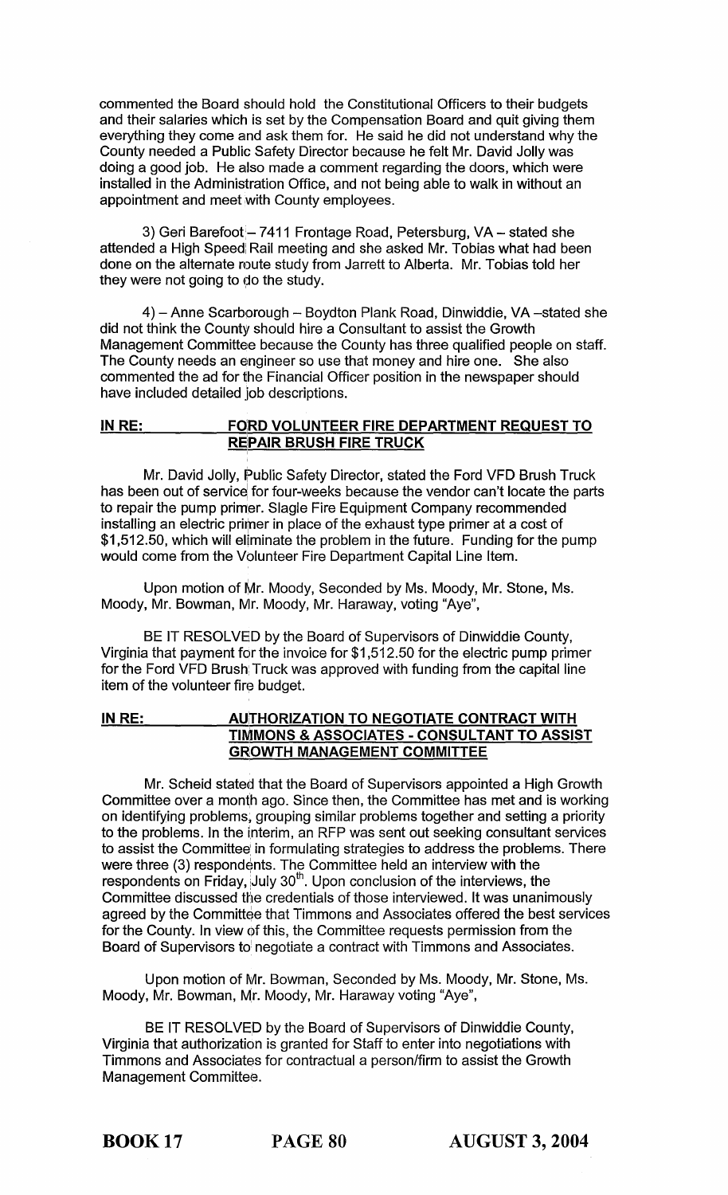commented the Board should hold the Constitutional Officers to their budgets and their salaries which is set by the Compensation Board and quit giving them everything they come and ask them for. He said he did not understand why the County needed a Public Safety Director because he felt Mr. David Jolly was doing a good job. He also made a comment regarding the doors, which were installed in the Administration Office, and not being able to walk in without an appointment and meet with County employees.

3) Geri Barefoot – 7411 Frontage Road, Petersburg, VA – stated she attended a High Speed Rail meeting and she asked Mr. Tobias what had been done on the alternate route study from Jarrett to Alberta. Mr. Tobias told her they were not going to do the study.

4) – Anne Scarborough – Boydton Plank Road, Dinwiddie, VA –stated she did not think the County should hire a Consultant to assist the Growth Management Committee because the County has three qualified people on staff. The County needs an engineer so use that money and hire one. She also commented the ad for the Financial Officer position in the newspaper should have included detailed job descriptions.

**IN RE: FORD VOLUNTEER FIRE DEPARTMENT REQUEST TO REPAIR BRUSH FIRE TRUCK**

Mr. David Jolly, Public Safety Director, stated the Ford VFD Brush Truck has been out of service for four-weeks because the vendor can't locate the parts to repair the pump primer. Slagle Fire Equipment Company recommended installing an electric primer in place of the exhaust type primer at a cost of $1,512.50, which will eliminate the problem in the future. Funding for the pump would come from the Volunteer Fire Department Capital Line Item.

Upon motion of Mr. Moody, Seconded by Ms. Moody, Mr. Stone, Ms. Moody, Mr. Bowman, Mr. Moody, Mr. Haraway, voting "Aye",

BE IT RESOLVED by the Board of Supervisors of Dinwiddie County, Virginia that payment for the invoice for $1,512.50 for the electric pump primer for the Ford VFD Brush Truck was approved with funding from the capital line item of the volunteer fire budget.

**IN RE: AUTHORIZATION TO NEGOTIATE CONTRACT WITH TIMMONS & ASSOCIATES - CONSULTANT TO ASSIST GROWTH MANAGEMENT COMMITTEE**

Mr. Scheid stated that the Board of Supervisors appointed a High Growth Committee over a month ago. Since then, the Committee has met and is working on identifying problems, grouping similar problems together and setting a priority to the problems. In the interim, an RFP was sent out seeking consultant services to assist the Committee in formulating strategies to address the problems. There were three (3) respondents. The Committee held an interview with the respondents on Friday, July 30th. Upon conclusion of the interviews, the Committee discussed the credentials of those interviewed. It was unanimously agreed by the Committee that Timmons and Associates offered the best services for the County. In view of this, the Committee requests permission from the Board of Supervisors to negotiate a contract with Timmons and Associates.

Upon motion of Mr. Bowman, Seconded by Ms. Moody, Mr. Stone, Ms. Moody, Mr. Bowman, Mr. Moody, Mr. Haraway voting "Aye",

BE IT RESOLVED by the Board of Supervisors of Dinwiddie County, Virginia that authorization is granted for Staff to enter into negotiations with Timmons and Associates for contractual a person/firm to assist the Growth Management Committee.

**BOOK 17 PAGE 80 AUGUST 3, 2004**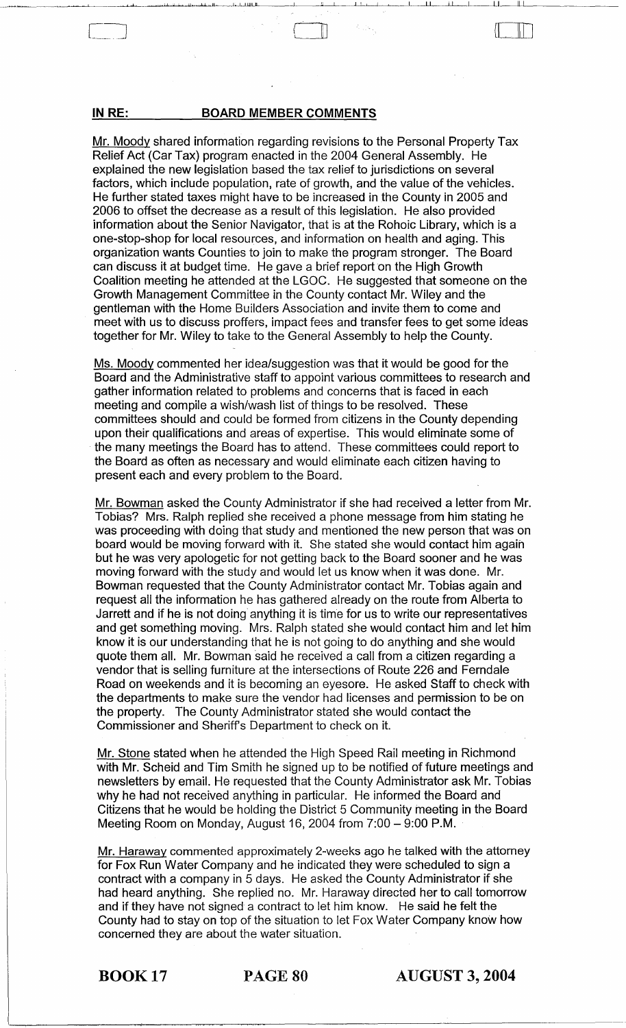**IN RE: BOARD MEMBER COMMENTS**

Mr. Moody shared information regarding revisions to the Personal Property Tax Relief Act (Car Tax) program enacted in the 2004 General Assembly. He explained the new legislation based the tax relief to jurisdictions on several factors, which include population, rate of growth, and the value of the vehicles. He further stated taxes might have to be increased in the County in 2005 and 2006 to offset the decrease as a result of this legislation. He also provided information about the Senior Navigator, that is at the Rohoic Library, which is a one-stop-shop for local resources, and information on health and aging. This organization wants Counties to join to make the program stronger. The Board can discuss it at budget time. He gave a brief report on the High Growth Coalition meeting he attended at the LGOC. He suggested that someone on the Growth Management Committee in the County contact Mr. Wiley and the gentleman with the Home Builders Association and invite them to come and meet with us to discuss proffers, impact fees and transfer fees to get some ideas together for Mr. Wiley to take to the General Assembly to help the County.

Ms. Moody commented her idea/suggestion was that it would be good for the Board and the Administrative staff to appoint various committees to research and gather information related to problems and concerns that is faced in each meeting and compile a wish/wash list of things to be resolved. These committees should and could be formed from citizens in the County depending upon their qualifications and areas of expertise. This would eliminate some of the many meetings the Board has to attend. These committees could report to the Board as often as necessary and would eliminate each citizen having to present each and every problem to the Board.

Mr. Bowman asked the County Administrator if she had received a letter from Mr. Tobias? Mrs. Ralph replied she received a phone message from him stating he was proceeding with doing that study and mentioned the new person that was on board would be moving forward with it. She stated she would contact him again but he was very apologetic for not getting back to the Board sooner and he was moving forward with the study and would let us know when it was done. Mr. Bowman requested that the County Administrator contact Mr. Tobias again and request all the information he has gathered already on the route from Alberta to Jarrett and if he is not doing anything it is time for us to write our representatives and get something moving. Mrs. Ralph stated she would contact him and let him know it is our understanding that he is not going to do anything and she would quote them all. Mr. Bowman said he received a call from a citizen regarding a vendor that is selling furniture at the intersections of Route 226 and Ferndale Road on weekends and it is becoming an eyesore. He asked Staff to check with the departments to make sure the vendor had licenses and permission to be on the property. The County Administrator stated she would contact the Commissioner and Sheriff's Department to check on it.

Mr. Stone stated when he attended the High Speed Rail meeting in Richmond with Mr. Scheid and Tim Smith he signed up to be notified of future meetings and newsletters by email. He requested that the County Administrator ask Mr. Tobias why he had not received anything in particular. He informed the Board and Citizens that he would be holding the District 5 Community meeting in the Board Meeting Room on Monday, August 16, 2004 from 7:00 – 9:00 P.M.

Mr. Haraway commented approximately 2-weeks ago he talked with the attorney for Fox Run Water Company and he indicated they were scheduled to sign a contract with a company in 5 days. He asked the County Administrator if she had heard anything. She replied no. Mr. Haraway directed her to call tomorrow and if they have not signed a contract to let him know. He said he felt the County had to stay on top of the situation to let Fox Water Company know how concerned they are about the water situation.

**BOOK 17 PAGE 80 AUGUST 3, 2004**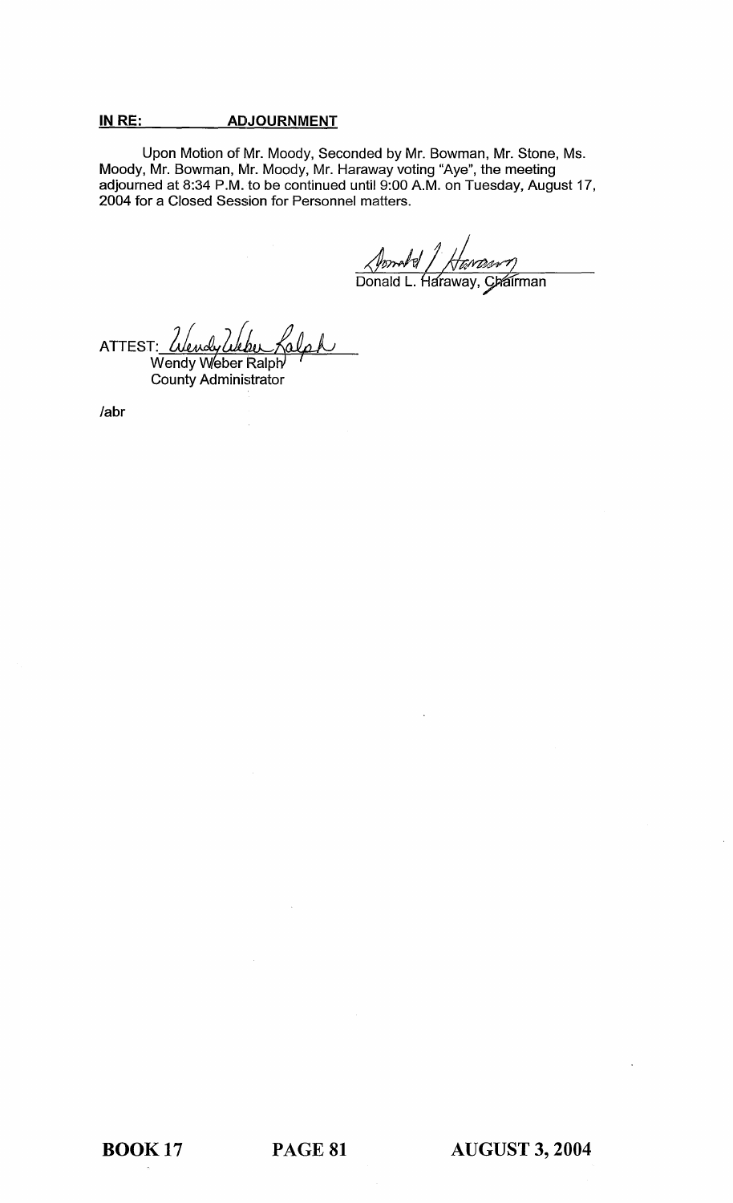**IN RE: ADJOURNMENT**

Upon Motion of Mr. Moody, Seconded by Mr. Bowman, Mr. Stone, Ms. Moody, Mr. Bowman, Mr. Moody, Mr. Haraway voting "Aye", the meeting adjourned at 8:34 P.M. to be continued until 9:00 A.M. on Tuesday, August 17, 2004 for a Closed Session for Personnel matters.

Donald L. Haraway, Chairman

ATTEST:
Wendy Weber Ralph
County Administrator

/abr

**BOOK 17** **PAGE 81** **AUGUST 3, 2004**